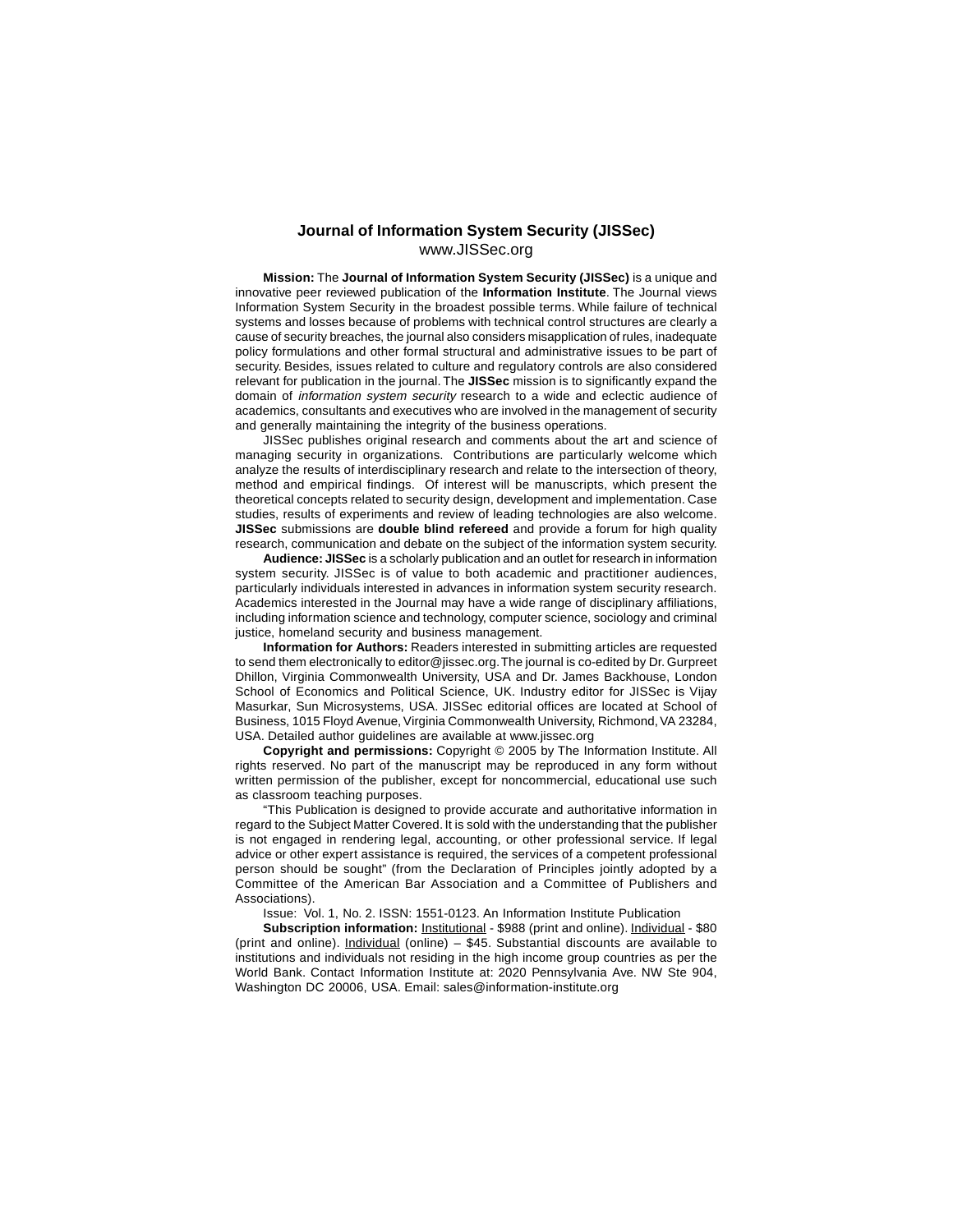# Journal of Information System Security (JISSec)

www.JISSec.org

**Mission:** The **Journal of Information System Security (JISSec)** is a unique and innovative peer reviewed publication of the **Information Institute**. The Journal views Information System Security in the broadest possible terms. While failure of technical systems and losses because of problems with technical control structures are clearly a cause of security breaches, the journal also considers misapplication of rules, inadequate policy formulations and other formal structural and administrative issues to be part of security. Besides, issues related to culture and regulatory controls are also considered relevant for publication in the journal. The **JISSec** mission is to significantly expand the domain of *information system security* research to a wide and eclectic audience of academics, consultants and executives who are involved in the management of security and generally maintaining the integrity of the business operations.

JISSec publishes original research and comments about the art and science of managing security in organizations. Contributions are particularly welcome which analyze the results of interdisciplinary research and relate to the intersection of theory, method and empirical findings. Of interest will be manuscripts, which present the theoretical concepts related to security design, development and implementation. Case studies, results of experiments and review of leading technologies are also welcome. **JISSec** submissions are **double blind refereed** and provide a forum for high quality research, communication and debate on the subject of the information system security.

**Audience: JISSec** is a scholarly publication and an outlet for research in information system security. JISSec is of value to both academic and practitioner audiences, particularly individuals interested in advances in information system security research. Academics interested in the Journal may have a wide range of disciplinary affiliations, including information science and technology, computer science, sociology and criminal justice, homeland security and business management.

**Information for Authors:** Readers interested in submitting articles are requested to send them electronically to editor@jissec.org. The journal is co-edited by Dr. Gurpreet Dhillon, Virginia Commonwealth University, USA and Dr. James Backhouse, London School of Economics and Political Science, UK. Industry editor for JISSec is Vijay Masurkar, Sun Microsystems, USA. JISSec editorial offices are located at School of Business, 1015 Floyd Avenue, Virginia Commonwealth University, Richmond, VA 23284, USA. Detailed author guidelines are available at www.jissec.org

**Copyright and permissions:** Copyright © 2005 by The Information Institute. All rights reserved. No part of the manuscript may be reproduced in any form without written permission of the publisher, except for noncommercial, educational use such as classroom teaching purposes.

"This Publication is designed to provide accurate and authoritative information in regard to the Subject Matter Covered. It is sold with the understanding that the publisher is not engaged in rendering legal, accounting, or other professional service. If legal advice or other expert assistance is required, the services of a competent professional person should be sought" (from the Declaration of Principles jointly adopted by a Committee of the American Bar Association and a Committee of Publishers and Associations).

Issue: Vol. 1, No. 2. ISSN: 1551-0123. An Information Institute Publication

**Subscription information:** Institutional - $988 (print and online). Individual - $80 (print and online). Individual (online) – $45. Substantial discounts are available to institutions and individuals not residing in the high income group countries as per the World Bank. Contact Information Institute at: 2020 Pennsylvania Ave. NW Ste 904, Washington DC 20006, USA. Email: sales@information-institute.org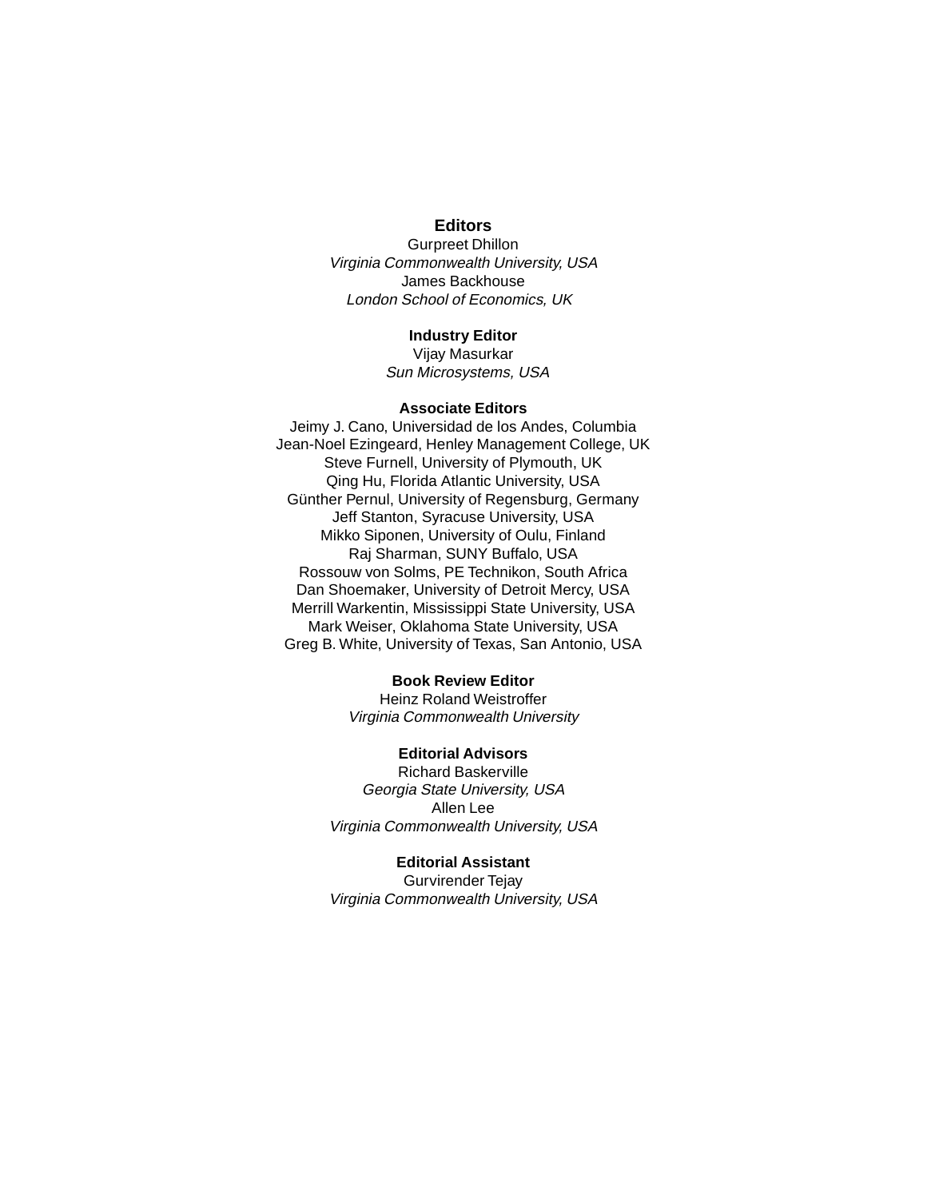**Editors**

Gurpreet Dhillon

*Virginia Commonwealth University, USA*

James Backhouse

*London School of Economics, UK*

**Industry Editor**

Vijay Masurkar

*Sun Microsystems, USA*

**Associate Editors**

Jeimy J. Cano, Universidad de los Andes, Columbia

Jean-Noel Ezingeard, Henley Management College, UK

Steve Furnell, University of Plymouth, UK

Qing Hu, Florida Atlantic University, USA

Günther Pernul, University of Regensburg, Germany

Jeff Stanton, Syracuse University, USA

Mikko Siponen, University of Oulu, Finland

Raj Sharman, SUNY Buffalo, USA

Rossouw von Solms, PE Technikon, South Africa

Dan Shoemaker, University of Detroit Mercy, USA

Merrill Warkentin, Mississippi State University, USA

Mark Weiser, Oklahoma State University, USA

Greg B. White, University of Texas, San Antonio, USA

**Book Review Editor**

Heinz Roland Weistroffer

*Virginia Commonwealth University*

**Editorial Advisors**

Richard Baskerville

*Georgia State University, USA*

Allen Lee

*Virginia Commonwealth University, USA*

**Editorial Assistant**

Gurvirender Tejay

*Virginia Commonwealth University, USA*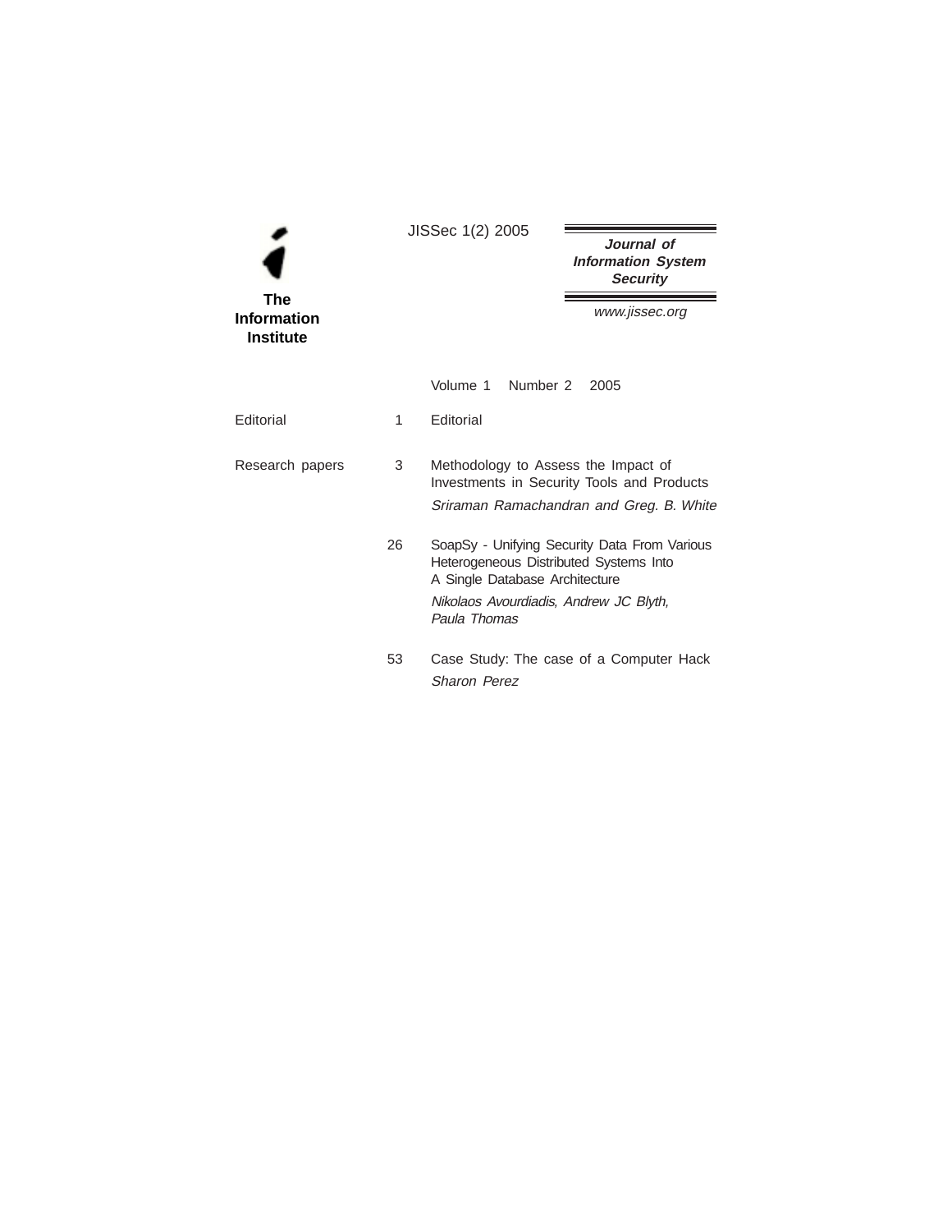**The Information Institute**

JISSec 1(2) 2005

***Journal of Information System Security***

*www.jissec.org*

Volume 1 Number 2 2005

| | | |
|---|---|---|
| Editorial | 1 | Editorial |
| Research papers | 3 | Methodology to Assess the Impact of Investments in Security Tools and Products<br>*Sriraman Ramachandran and Greg. B. White* |
| | 26 | SoapSy - Unifying Security Data From Various Heterogeneous Distributed Systems Into A Single Database Architecture<br>*Nikolaos Avourdiadis, Andrew JC Blyth, Paula Thomas* |
| | 53 | Case Study: The case of a Computer Hack<br>*Sharon Perez* |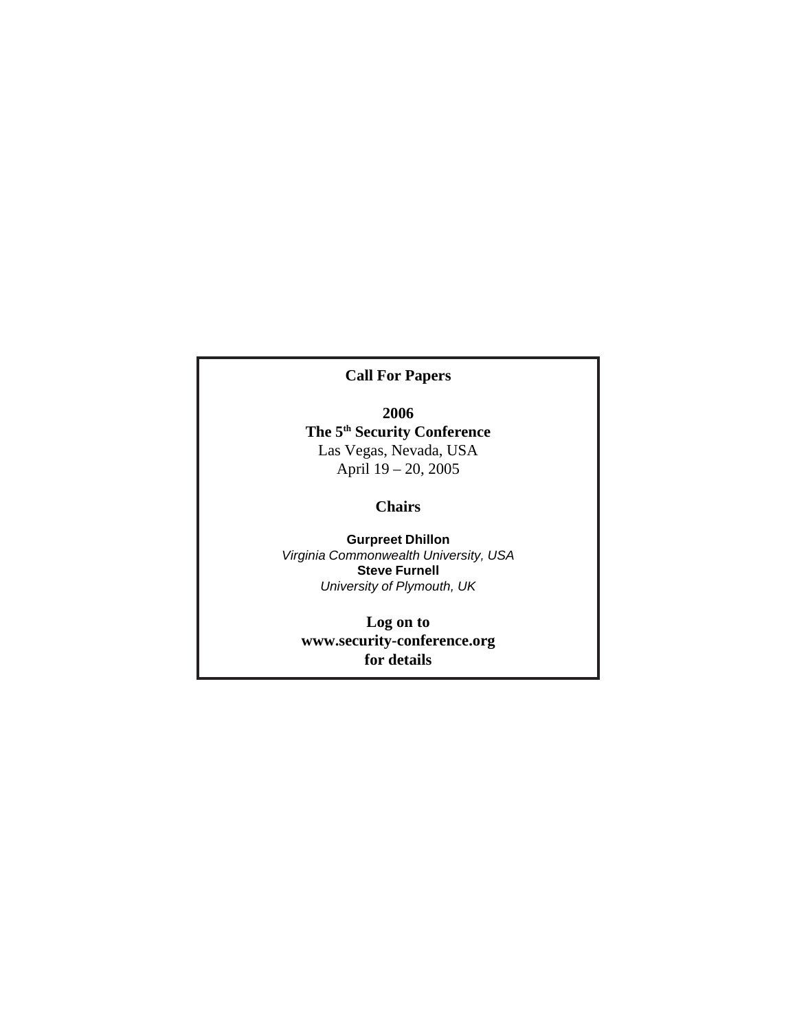**Call For Papers**

**2006**

**The 5th Security Conference**

Las Vegas, Nevada, USA

April 19 – 20, 2005

**Chairs**

**Gurpreet Dhillon**

*Virginia Commonwealth University, USA*

**Steve Furnell**

*University of Plymouth, UK*

**Log on to**

**www.security-conference.org**

**for details**